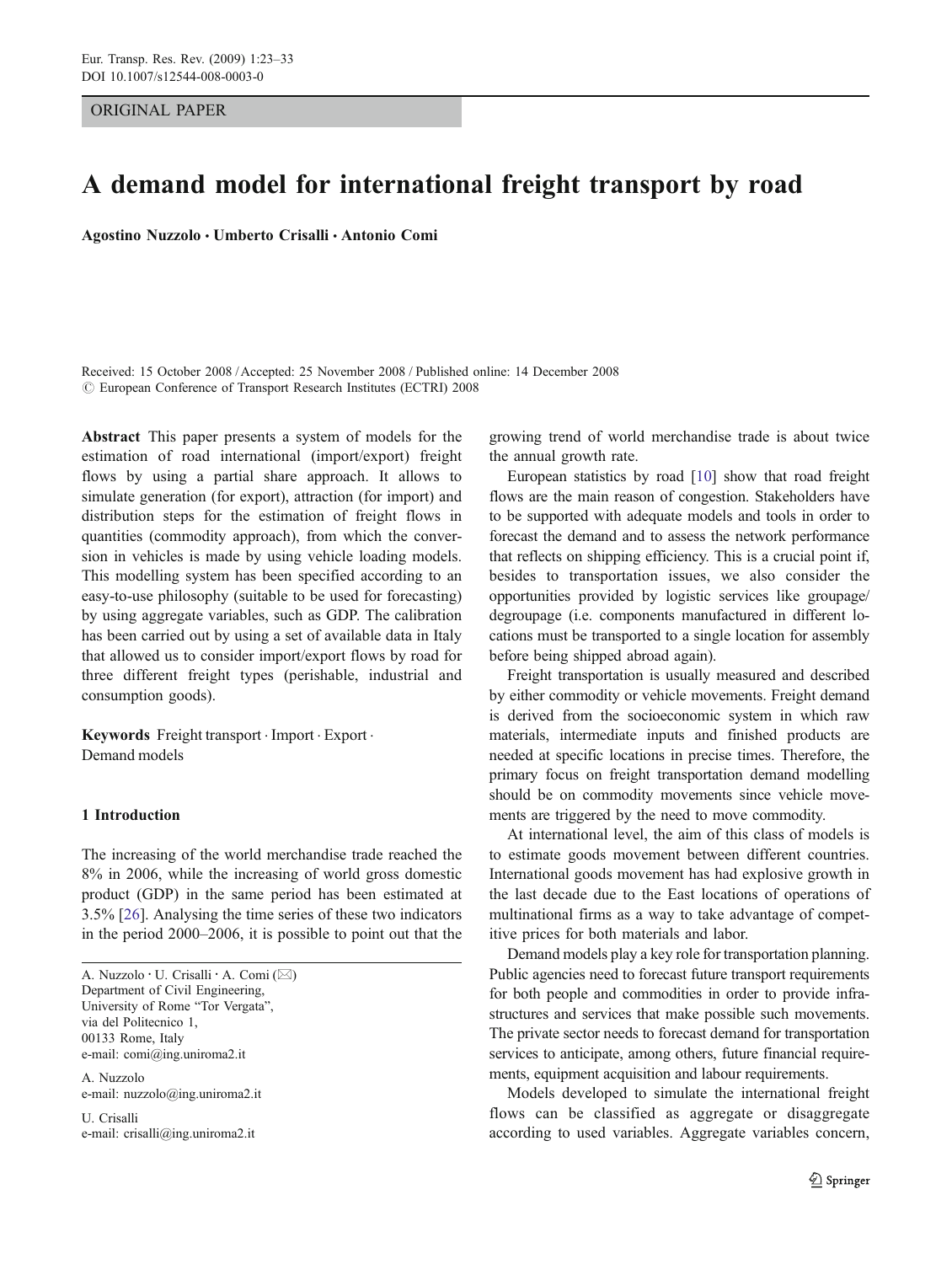ORIGINAL PAPER

# A demand model for international freight transport by road

**Agostino Nuzzolo · Umberto Crisalli · Antonio Comi**

Received: 15 October 2008 / Accepted: 25 November 2008 / Published online: 14 December 2008
© European Conference of Transport Research Institutes (ECTRI) 2008

**Abstract** This paper presents a system of models for the estimation of road international (import/export) freight flows by using a partial share approach. It allows to simulate generation (for export), attraction (for import) and distribution steps for the estimation of freight flows in quantities (commodity approach), from which the conversion in vehicles is made by using vehicle loading models. This modelling system has been specified according to an easy-to-use philosophy (suitable to be used for forecasting) by using aggregate variables, such as GDP. The calibration has been carried out by using a set of available data in Italy that allowed us to consider import/export flows by road for three different freight types (perishable, industrial and consumption goods).

**Keywords** Freight transport · Import · Export · Demand models

## 1 Introduction

The increasing of the world merchandise trade reached the 8% in 2006, while the increasing of world gross domestic product (GDP) in the same period has been estimated at 3.5% [26]. Analysing the time series of these two indicators in the period 2000–2006, it is possible to point out that the growing trend of world merchandise trade is about twice the annual growth rate.

European statistics by road [10] show that road freight flows are the main reason of congestion. Stakeholders have to be supported with adequate models and tools in order to forecast the demand and to assess the network performance that reflects on shipping efficiency. This is a crucial point if, besides to transportation issues, we also consider the opportunities provided by logistic services like groupage/degroupage (i.e. components manufactured in different locations must be transported to a single location for assembly before being shipped abroad again).

Freight transportation is usually measured and described by either commodity or vehicle movements. Freight demand is derived from the socioeconomic system in which raw materials, intermediate inputs and finished products are needed at specific locations in precise times. Therefore, the primary focus on freight transportation demand modelling should be on commodity movements since vehicle movements are triggered by the need to move commodity.

At international level, the aim of this class of models is to estimate goods movement between different countries. International goods movement has had explosive growth in the last decade due to the East locations of operations of multinational firms as a way to take advantage of competitive prices for both materials and labor.

Demand models play a key role for transportation planning. Public agencies need to forecast future transport requirements for both people and commodities in order to provide infrastructures and services that make possible such movements. The private sector needs to forecast demand for transportation services to anticipate, among others, future financial requirements, equipment acquisition and labour requirements.

Models developed to simulate the international freight flows can be classified as aggregate or disaggregate according to used variables. Aggregate variables concern,

A. Nuzzolo · U. Crisalli · A. Comi (✉)
Department of Civil Engineering,
University of Rome "Tor Vergata",
via del Politecnico 1,
00133 Rome, Italy
e-mail: comi@ing.uniroma2.it

A. Nuzzolo
e-mail: nuzzolo@ing.uniroma2.it

U. Crisalli
e-mail: crisalli@ing.uniroma2.it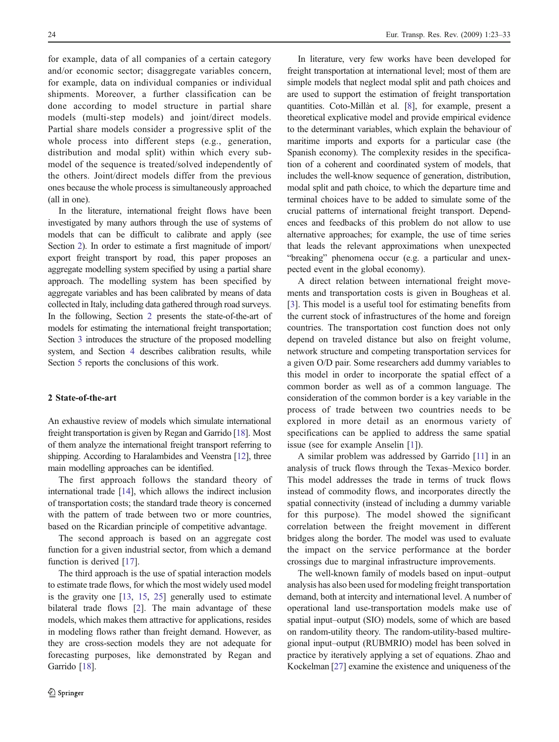for example, data of all companies of a certain category and/or economic sector; disaggregate variables concern, for example, data on individual companies or individual shipments. Moreover, a further classification can be done according to model structure in partial share models (multi-step models) and joint/direct models. Partial share models consider a progressive split of the whole process into different steps (e.g., generation, distribution and modal split) within which every sub-model of the sequence is treated/solved independently of the others. Joint/direct models differ from the previous ones because the whole process is simultaneously approached (all in one).

In the literature, international freight flows have been investigated by many authors through the use of systems of models that can be difficult to calibrate and apply (see Section 2). In order to estimate a first magnitude of import/export freight transport by road, this paper proposes an aggregate modelling system specified by using a partial share approach. The modelling system has been specified by aggregate variables and has been calibrated by means of data collected in Italy, including data gathered through road surveys. In the following, Section 2 presents the state-of-the-art of models for estimating the international freight transportation; Section 3 introduces the structure of the proposed modelling system, and Section 4 describes calibration results, while Section 5 reports the conclusions of this work.

## 2 State-of-the-art

An exhaustive review of models which simulate international freight transportation is given by Regan and Garrido [18]. Most of them analyze the international freight transport referring to shipping. According to Haralambides and Veenstra [12], three main modelling approaches can be identified.

The first approach follows the standard theory of international trade [14], which allows the indirect inclusion of transportation costs; the standard trade theory is concerned with the pattern of trade between two or more countries, based on the Ricardian principle of competitive advantage.

The second approach is based on an aggregate cost function for a given industrial sector, from which a demand function is derived [17].

The third approach is the use of spatial interaction models to estimate trade flows, for which the most widely used model is the gravity one [13, 15, 25] generally used to estimate bilateral trade flows [2]. The main advantage of these models, which makes them attractive for applications, resides in modeling flows rather than freight demand. However, as they are cross-section models they are not adequate for forecasting purposes, like demonstrated by Regan and Garrido [18].

In literature, very few works have been developed for freight transportation at international level; most of them are simple models that neglect modal split and path choices and are used to support the estimation of freight transportation quantities. Coto-Millàn et al. [8], for example, present a theoretical explicative model and provide empirical evidence to the determinant variables, which explain the behaviour of maritime imports and exports for a particular case (the Spanish economy). The complexity resides in the specification of a coherent and coordinated system of models, that includes the well-know sequence of generation, distribution, modal split and path choice, to which the departure time and terminal choices have to be added to simulate some of the crucial patterns of international freight transport. Dependences and feedbacks of this problem do not allow to use alternative approaches; for example, the use of time series that leads the relevant approximations when unexpected "breaking" phenomena occur (e.g. a particular and unexpected event in the global economy).

A direct relation between international freight movements and transportation costs is given in Bougheas et al. [3]. This model is a useful tool for estimating benefits from the current stock of infrastructures of the home and foreign countries. The transportation cost function does not only depend on traveled distance but also on freight volume, network structure and competing transportation services for a given O/D pair. Some researchers add dummy variables to this model in order to incorporate the spatial effect of a common border as well as of a common language. The consideration of the common border is a key variable in the process of trade between two countries needs to be explored in more detail as an enormous variety of specifications can be applied to address the same spatial issue (see for example Anselin [1]).

A similar problem was addressed by Garrido [11] in an analysis of truck flows through the Texas–Mexico border. This model addresses the trade in terms of truck flows instead of commodity flows, and incorporates directly the spatial connectivity (instead of including a dummy variable for this purpose). The model showed the significant correlation between the freight movement in different bridges along the border. The model was used to evaluate the impact on the service performance at the border crossings due to marginal infrastructure improvements.

The well-known family of models based on input–output analysis has also been used for modeling freight transportation demand, both at intercity and international level. A number of operational land use-transportation models make use of spatial input–output (SIO) models, some of which are based on random-utility theory. The random-utility-based multiregional input–output (RUBMRIO) model has been solved in practice by iteratively applying a set of equations. Zhao and Kockelman [27] examine the existence and uniqueness of the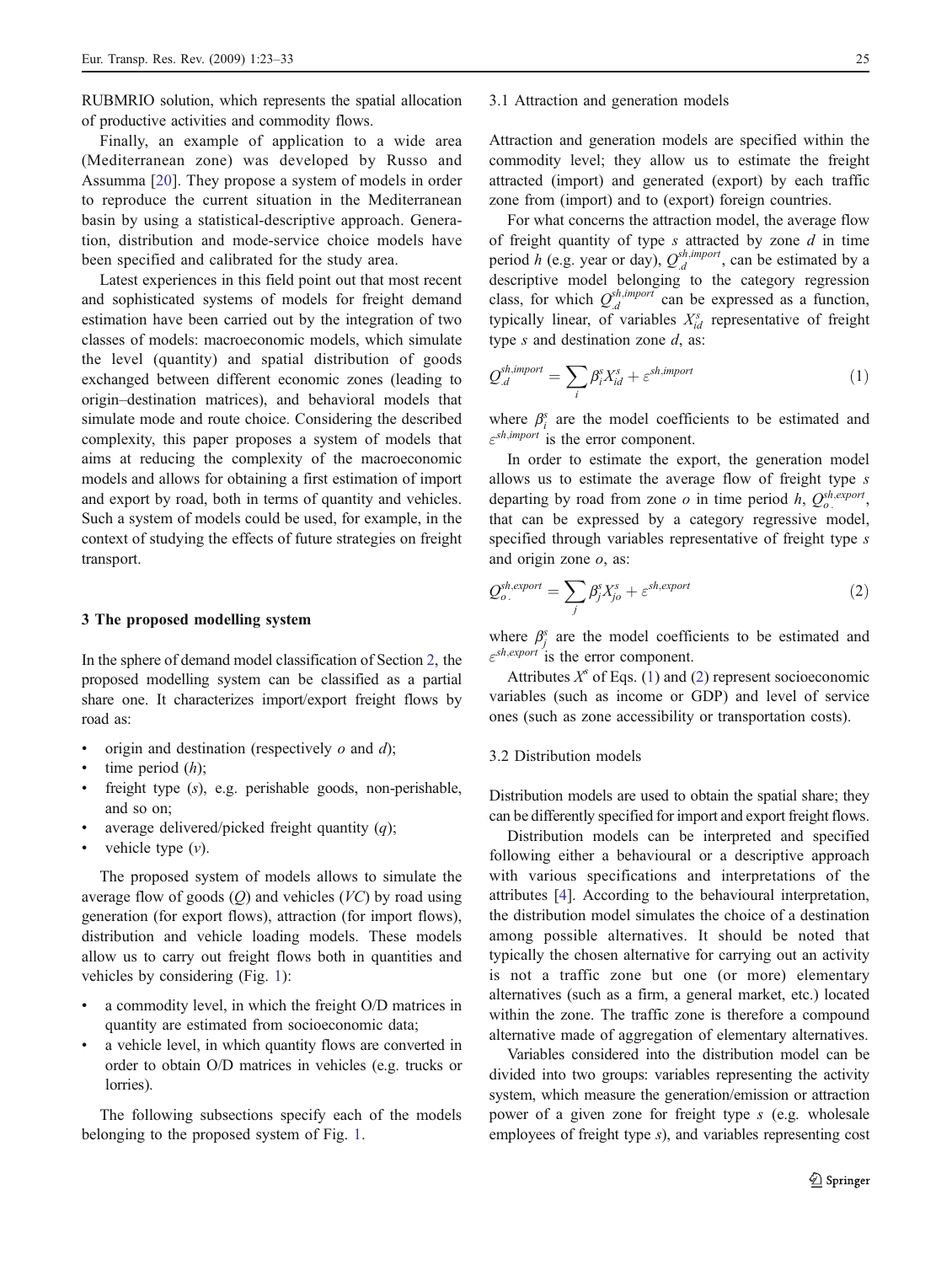RUBMRIO solution, which represents the spatial allocation of productive activities and commodity flows.

Finally, an example of application to a wide area (Mediterranean zone) was developed by Russo and Assumma [20]. They propose a system of models in order to reproduce the current situation in the Mediterranean basin by using a statistical-descriptive approach. Generation, distribution and mode-service choice models have been specified and calibrated for the study area.

Latest experiences in this field point out that most recent and sophisticated systems of models for freight demand estimation have been carried out by the integration of two classes of models: macroeconomic models, which simulate the level (quantity) and spatial distribution of goods exchanged between different economic zones (leading to origin–destination matrices), and behavioral models that simulate mode and route choice. Considering the described complexity, this paper proposes a system of models that aims at reducing the complexity of the macroeconomic models and allows for obtaining a first estimation of import and export by road, both in terms of quantity and vehicles. Such a system of models could be used, for example, in the context of studying the effects of future strategies on freight transport.

## 3 The proposed modelling system

In the sphere of demand model classification of Section 2, the proposed modelling system can be classified as a partial share one. It characterizes import/export freight flows by road as:

- origin and destination (respectively $o$ and $d$);
- time period ($h$);
- freight type ($s$), e.g. perishable goods, non-perishable, and so on;
- average delivered/picked freight quantity ($q$);
- vehicle type ($v$).

The proposed system of models allows to simulate the average flow of goods ($Q$) and vehicles ($VC$) by road using generation (for export flows), attraction (for import flows), distribution and vehicle loading models. These models allow us to carry out freight flows both in quantities and vehicles by considering (Fig. 1):

- a commodity level, in which the freight O/D matrices in quantity are estimated from socioeconomic data;
- a vehicle level, in which quantity flows are converted in order to obtain O/D matrices in vehicles (e.g. trucks or lorries).

The following subsections specify each of the models belonging to the proposed system of Fig. 1.

### 3.1 Attraction and generation models

Attraction and generation models are specified within the commodity level; they allow us to estimate the freight attracted (import) and generated (export) by each traffic zone from (import) and to (export) foreign countries.

For what concerns the attraction model, the average flow of freight quantity of type $s$ attracted by zone $d$ in time period $h$ (e.g. year or day), $Q_{.d}^{sh,import}$, can be estimated by a descriptive model belonging to the category regression class, for which $Q_{.d}^{sh,import}$ can be expressed as a function, typically linear, of variables $X_{id}^{s}$ representative of freight type $s$ and destination zone $d$, as:

$$Q_{.d}^{sh,import} = \sum_{i} \beta_{i}^{s} X_{id}^{s} + \varepsilon^{sh,import} \tag{1}$$

where $\beta_{i}^{s}$ are the model coefficients to be estimated and $\varepsilon^{sh,import}$ is the error component.

In order to estimate the export, the generation model allows us to estimate the average flow of freight type $s$ departing by road from zone $o$ in time period $h$, $Q_{o.}^{sh,export}$, that can be expressed by a category regressive model, specified through variables representative of freight type $s$ and origin zone $o$, as:

$$Q_{o.}^{sh,export} = \sum_{j} \beta_{j}^{s} X_{jo}^{s} + \varepsilon^{sh,export} \tag{2}$$

where $\beta_{j}^{s}$ are the model coefficients to be estimated and $\varepsilon^{sh,export}$ is the error component.

Attributes $X^{s}$ of Eqs. (1) and (2) represent socioeconomic variables (such as income or GDP) and level of service ones (such as zone accessibility or transportation costs).

### 3.2 Distribution models

Distribution models are used to obtain the spatial share; they can be differently specified for import and export freight flows.

Distribution models can be interpreted and specified following either a behavioural or a descriptive approach with various specifications and interpretations of the attributes [4]. According to the behavioural interpretation, the distribution model simulates the choice of a destination among possible alternatives. It should be noted that typically the chosen alternative for carrying out an activity is not a traffic zone but one (or more) elementary alternatives (such as a firm, a general market, etc.) located within the zone. The traffic zone is therefore a compound alternative made of aggregation of elementary alternatives.

Variables considered into the distribution model can be divided into two groups: variables representing the activity system, which measure the generation/emission or attraction power of a given zone for freight type $s$ (e.g. wholesale employees of freight type $s$), and variables representing cost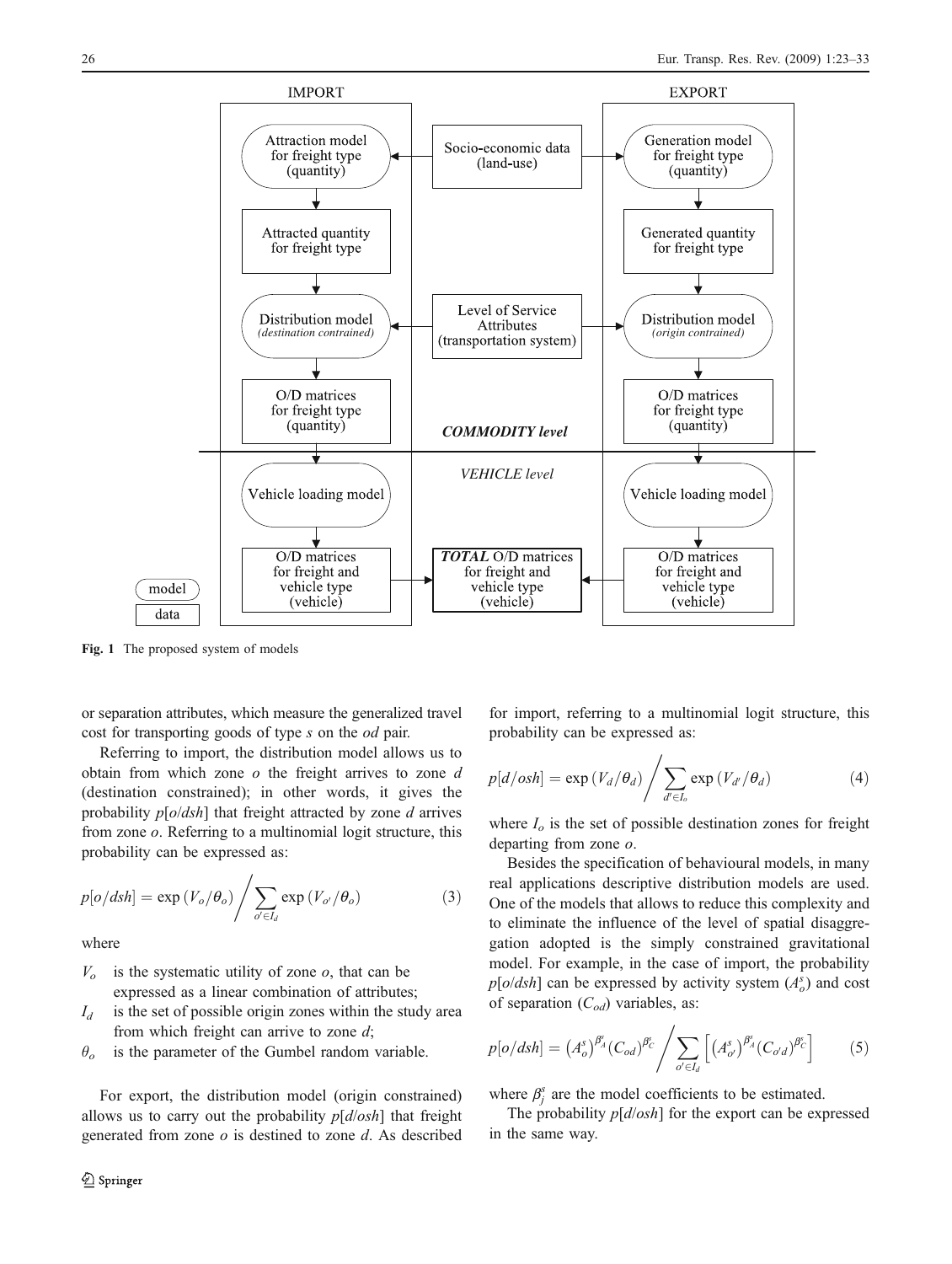Fig. 1 The proposed system of models

or separation attributes, which measure the generalized travel cost for transporting goods of type $s$ on the $od$ pair.

Referring to import, the distribution model allows us to obtain from which zone $o$ the freight arrives to zone $d$ (destination constrained); in other words, it gives the probability $p[o/dsh]$ that freight attracted by zone $d$ arrives from zone $o$. Referring to a multinomial logit structure, this probability can be expressed as:

$$p[o/dsh] = \exp(V_o/\theta_o) \Bigg/ \sum_{o' \in I_d} \exp(V_{o'}/\theta_o) \tag{3}$$

where

- $V_o$ is the systematic utility of zone $o$, that can be expressed as a linear combination of attributes;
- $I_d$ is the set of possible origin zones within the study area from which freight can arrive to zone $d$;
- $\theta_o$ is the parameter of the Gumbel random variable.

For export, the distribution model (origin constrained) allows us to carry out the probability $p[d/osh]$ that freight generated from zone $o$ is destined to zone $d$. As described for import, referring to a multinomial logit structure, this probability can be expressed as:

$$p[d/osh] = \exp(V_d/\theta_d) \Bigg/ \sum_{d' \in I_o} \exp(V_{d'}/\theta_d) \tag{4}$$

where $I_o$ is the set of possible destination zones for freight departing from zone $o$.

Besides the specification of behavioural models, in many real applications descriptive distribution models are used. One of the models that allows to reduce this complexity and to eliminate the influence of the level of spatial disaggregation adopted is the simply constrained gravitational model. For example, in the case of import, the probability $p[o/dsh]$ can be expressed by activity system ($A_o^s$) and cost of separation ($C_{od}$) variables, as:

$$p[o/dsh] = \left(A_o^s\right)^{\beta_A^s}(C_{od})^{\beta_C^s} \Bigg/ \sum_{o' \in I_d} \left[\left(A_{o'}^s\right)^{\beta_A^s}(C_{o'd})^{\beta_C^s}\right] \tag{5}$$

where $\beta_j^s$ are the model coefficients to be estimated.

The probability $p[d/osh]$ for the export can be expressed in the same way.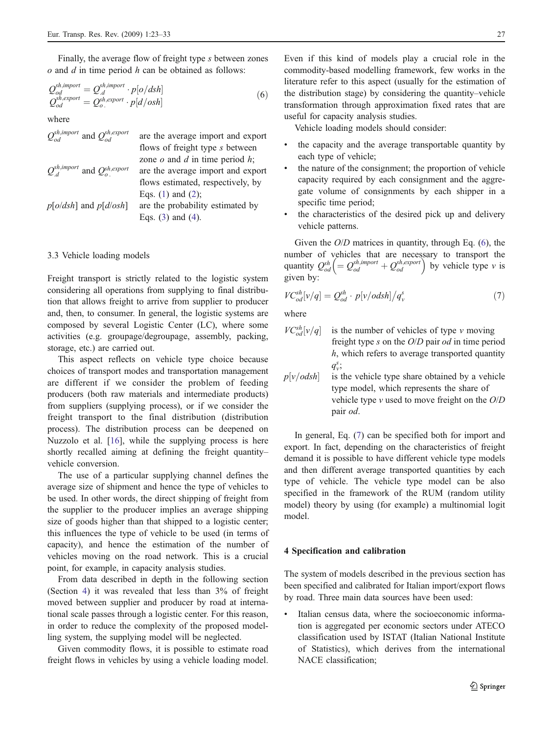Finally, the average flow of freight type $s$ between zones $o$ and $d$ in time period $h$ can be obtained as follows:

$$Q_{od}^{sh,import} = Q_{.d}^{sh,import} \cdot p[o/dsh]$$
$$Q_{od}^{sh,export} = Q_{o.}^{sh,export} \cdot p[d/osh] \tag{6}$$

where

| | |
|---|---|
| $Q_{od}^{sh,import}$ and $Q_{od}^{sh,export}$ | are the average import and export flows of freight type $s$ between zone $o$ and $d$ in time period $h$; |
| $Q_{.d}^{sh,import}$ and $Q_{o.}^{sh,export}$ | are the average import and export flows estimated, respectively, by Eqs. (1) and (2); |
| $p[o/dsh]$ and $p[d/osh]$ | are the probability estimated by Eqs. (3) and (4). |

### 3.3 Vehicle loading models

Freight transport is strictly related to the logistic system considering all operations from supplying to final distribution that allows freight to arrive from supplier to producer and, then, to consumer. In general, the logistic systems are composed by several Logistic Center (LC), where some activities (e.g. groupage/degroupage, assembly, packing, storage, etc.) are carried out.

This aspect reflects on vehicle type choice because choices of transport modes and transportation management are different if we consider the problem of feeding producers (both raw materials and intermediate products) from suppliers (supplying process), or if we consider the freight transport to the final distribution (distribution process). The distribution process can be deepened on Nuzzolo et al. [16], while the supplying process is here shortly recalled aiming at defining the freight quantity–vehicle conversion.

The use of a particular supplying channel defines the average size of shipment and hence the type of vehicles to be used. In other words, the direct shipping of freight from the supplier to the producer implies an average shipping size of goods higher than that shipped to a logistic center; this influences the type of vehicle to be used (in terms of capacity), and hence the estimation of the number of vehicles moving on the road network. This is a crucial point, for example, in capacity analysis studies.

From data described in depth in the following section (Section 4) it was revealed that less than 3% of freight moved between supplier and producer by road at international scale passes through a logistic center. For this reason, in order to reduce the complexity of the proposed modelling system, the supplying model will be neglected.

Given commodity flows, it is possible to estimate road freight flows in vehicles by using a vehicle loading model. Even if this kind of models play a crucial role in the commodity-based modelling framework, few works in the literature refer to this aspect (usually for the estimation of the distribution stage) by considering the quantity–vehicle transformation through approximation fixed rates that are useful for capacity analysis studies.

Vehicle loading models should consider:

- the capacity and the average transportable quantity by each type of vehicle;
- the nature of the consignment; the proportion of vehicle capacity required by each consignment and the aggregate volume of consignments by each shipper in a specific time period;
- the characteristics of the desired pick up and delivery vehicle patterns.

Given the *O*/*D* matrices in quantity, through Eq. (6), the number of vehicles that are necessary to transport the quantity $Q_{od}^{sh}\left(= Q_{od}^{sh,import} + Q_{od}^{sh,export}\right)$ by vehicle type $v$ is given by:

$$VC_{od}^{sh}[v/q] = Q_{od}^{sh} \cdot p[v/odsh] / q_v^s \tag{7}$$

where

| | |
|---|---|
| $VC_{od}^{sh}[v/q]$ | is the number of vehicles of type $v$ moving freight type $s$ on the *O*/*D* pair *od* in time period $h$, which refers to average transported quantity $q_v^s$; |
| $p[v/odsh]$ | is the vehicle type share obtained by a vehicle type model, which represents the share of vehicle type $v$ used to move freight on the *O*/*D* pair *od*. |

In general, Eq. (7) can be specified both for import and export. In fact, depending on the characteristics of freight demand it is possible to have different vehicle type models and then different average transported quantities by each type of vehicle. The vehicle type model can be also specified in the framework of the RUM (random utility model) theory by using (for example) a multinomial logit model.

## 4 Specification and calibration

The system of models described in the previous section has been specified and calibrated for Italian import/export flows by road. Three main data sources have been used:

- Italian census data, where the socioeconomic information is aggregated per economic sectors under ATECO classification used by ISTAT (Italian National Institute of Statistics), which derives from the international NACE classification;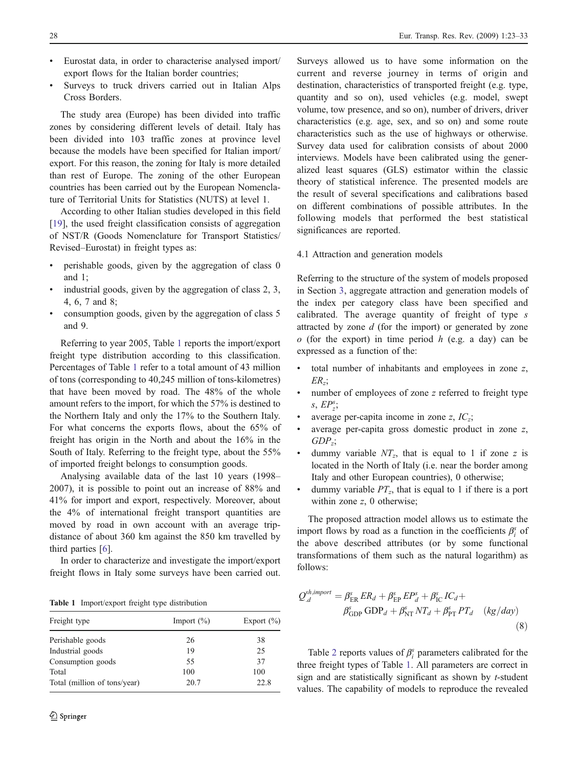- Eurostat data, in order to characterise analysed import/export flows for the Italian border countries;
- Surveys to truck drivers carried out in Italian Alps Cross Borders.

The study area (Europe) has been divided into traffic zones by considering different levels of detail. Italy has been divided into 103 traffic zones at province level because the models have been specified for Italian import/export. For this reason, the zoning for Italy is more detailed than rest of Europe. The zoning of the other European countries has been carried out by the European Nomenclature of Territorial Units for Statistics (NUTS) at level 1.

According to other Italian studies developed in this field [19], the used freight classification consists of aggregation of NST/R (Goods Nomenclature for Transport Statistics/Revised–Eurostat) in freight types as:

- perishable goods, given by the aggregation of class 0 and 1;
- industrial goods, given by the aggregation of class 2, 3, 4, 6, 7 and 8;
- consumption goods, given by the aggregation of class 5 and 9.

Referring to year 2005, Table 1 reports the import/export freight type distribution according to this classification. Percentages of Table 1 refer to a total amount of 43 million of tons (corresponding to 40,245 million of tons-kilometres) that have been moved by road. The 48% of the whole amount refers to the import, for which the 57% is destined to the Northern Italy and only the 17% to the Southern Italy. For what concerns the exports flows, about the 65% of freight has origin in the North and about the 16% in the South of Italy. Referring to the freight type, about the 55% of imported freight belongs to consumption goods.

Analysing available data of the last 10 years (1998–2007), it is possible to point out an increase of 88% and 41% for import and export, respectively. Moreover, about the 4% of international freight transport quantities are moved by road in own account with an average trip-distance of about 360 km against the 850 km travelled by third parties [6].

In order to characterize and investigate the import/export freight flows in Italy some surveys have been carried out.

**Table 1** Import/export freight type distribution

| Freight type | Import (%) | Export (%) |
|---|---|---|
| Perishable goods | 26 | 38 |
| Industrial goods | 19 | 25 |
| Consumption goods | 55 | 37 |
| Total | 100 | 100 |
| Total (million of tons/year) | 20.7 | 22.8 |

Surveys allowed us to have some information on the current and reverse journey in terms of origin and destination, characteristics of transported freight (e.g. type, quantity and so on), used vehicles (e.g. model, swept volume, tow presence, and so on), number of drivers, driver characteristics (e.g. age, sex, and so on) and some route characteristics such as the use of highways or otherwise. Survey data used for calibration consists of about 2000 interviews. Models have been calibrated using the generalized least squares (GLS) estimator within the classic theory of statistical inference. The presented models are the result of several specifications and calibrations based on different combinations of possible attributes. In the following models that performed the best statistical significances are reported.

### 4.1 Attraction and generation models

Referring to the structure of the system of models proposed in Section 3, aggregate attraction and generation models of the index per category class have been specified and calibrated. The average quantity of freight of type $s$ attracted by zone $d$ (for the import) or generated by zone $o$ (for the export) in time period $h$ (e.g. a day) can be expressed as a function of the:

- total number of inhabitants and employees in zone $z$, $ER_z$;
- number of employees of zone $z$ referred to freight type $s$, $EP_z^s$;
- average per-capita income in zone $z$, $IC_z$;
- average per-capita gross domestic product in zone $z$, $GDP_z$;
- dummy variable $NT_z$, that is equal to 1 if zone $z$ is located in the North of Italy (i.e. near the border among Italy and other European countries), 0 otherwise;
- dummy variable $PT_z$, that is equal to 1 if there is a port within zone $z$, 0 otherwise;

The proposed attraction model allows us to estimate the import flows by road as a function in the coefficients $\beta_i^s$ of the above described attributes (or by some functional transformations of them such as the natural logarithm) as follows:

$$Q_{.d}^{sh,import} = \beta_{\mathrm{ER}}^s ER_d + \beta_{\mathrm{EP}}^s EP_d^s + \beta_{\mathrm{IC}}^s IC_d + \beta_{\mathrm{GDP}}^s \mathrm{GDP}_d + \beta_{\mathrm{NT}}^s NT_d + \beta_{\mathrm{PT}}^s PT_d \quad (kg/day) \tag{8}$$

Table 2 reports values of $\beta_i^s$ parameters calibrated for the three freight types of Table 1. All parameters are correct in sign and are statistically significant as shown by $t$-student values. The capability of models to reproduce the revealed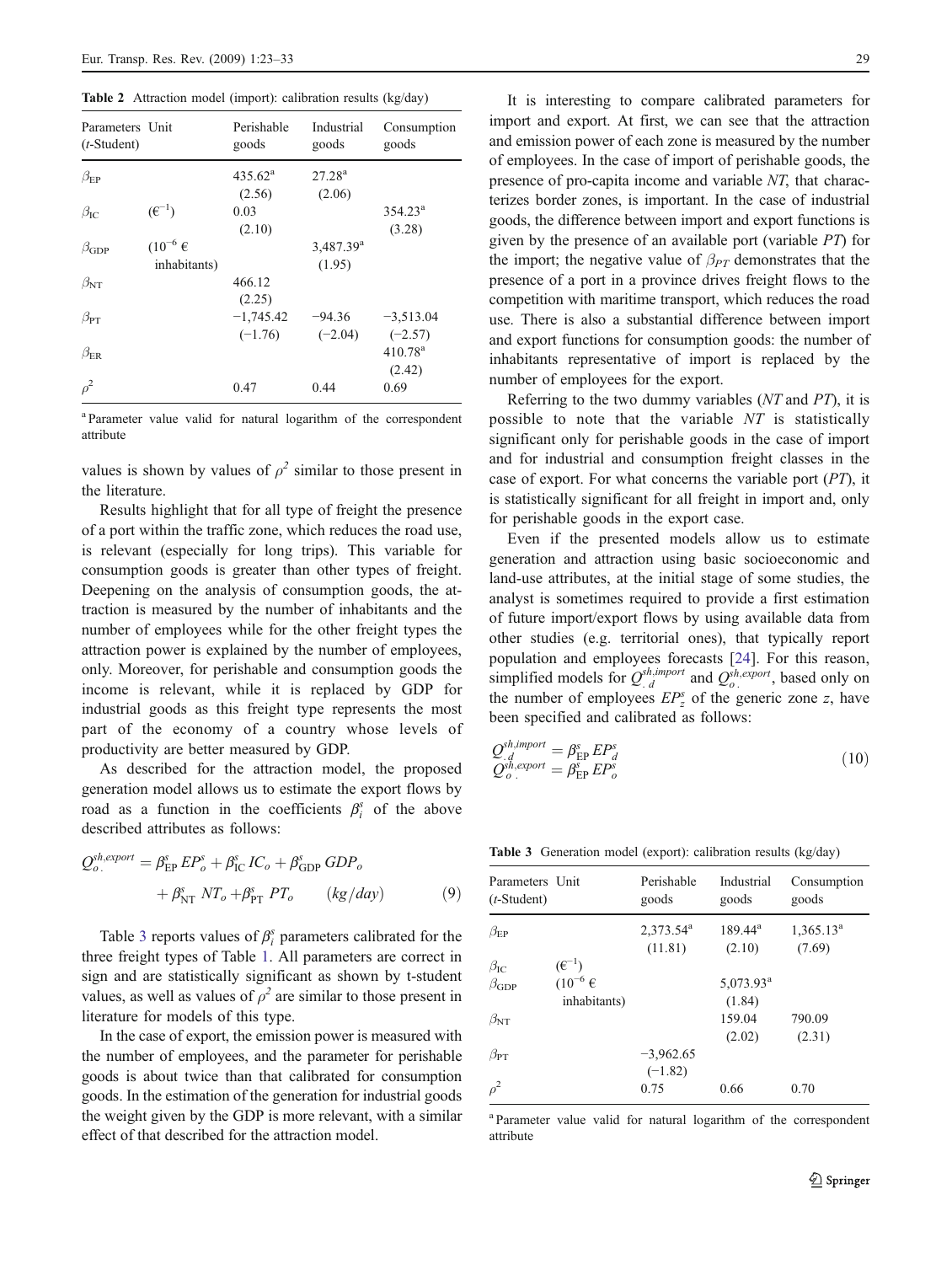**Table 2** Attraction model (import): calibration results (kg/day)

| Parameters (*t*-Student) | Unit | Perishable goods | Industrial goods | Consumption goods |
|---|---|---|---|---|
| $\beta_{\mathrm{EP}}$ | | 435.62[a] (2.56) | 27.28[a] (2.06) | |
| $\beta_{\mathrm{IC}}$ | $(€^{-1})$ | 0.03 (2.10) | | 354.23[a] (3.28) |
| $\beta_{\mathrm{GDP}}$ | $(10^{-6}$ € inhabitants) | | 3,487.39[a] (1.95) | |
| $\beta_{\mathrm{NT}}$ | | 466.12 (2.25) | | |
| $\beta_{\mathrm{PT}}$ | | −1,745.42 (−1.76) | −94.36 (−2.04) | −3,513.04 (−2.57) |
| $\beta_{\mathrm{ER}}$ | | | | 410.78[a] (2.42) |
| $\rho^2$ | | 0.47 | 0.44 | 0.69 |

[a] Parameter value valid for natural logarithm of the correspondent attribute

values is shown by values of $\rho^2$ similar to those present in the literature.

Results highlight that for all type of freight the presence of a port within the traffic zone, which reduces the road use, is relevant (especially for long trips). This variable for consumption goods is greater than other types of freight. Deepening on the analysis of consumption goods, the attraction is measured by the number of inhabitants and the number of employees while for the other freight types the attraction power is explained by the number of employees, only. Moreover, for perishable and consumption goods the income is relevant, while it is replaced by GDP for industrial goods as this freight type represents the most part of the economy of a country whose levels of productivity are better measured by GDP.

As described for the attraction model, the proposed generation model allows us to estimate the export flows by road as a function in the coefficients $\beta_i^s$ of the above described attributes as follows:

$$Q_{o.}^{sh,export} = \beta_{\mathrm{EP}}^s EP_o^s + \beta_{\mathrm{IC}}^s IC_o + \beta_{\mathrm{GDP}}^s GDP_o + \beta_{\mathrm{NT}}^s NT_o + \beta_{\mathrm{PT}}^s PT_o \qquad (kg/day) \tag{9}$$

Table 3 reports values of $\beta_i^s$ parameters calibrated for the three freight types of Table 1. All parameters are correct in sign and are statistically significant as shown by t-student values, as well as values of $\rho^2$ are similar to those present in literature for models of this type.

In the case of export, the emission power is measured with the number of employees, and the parameter for perishable goods is about twice than that calibrated for consumption goods. In the estimation of the generation for industrial goods the weight given by the GDP is more relevant, with a similar effect of that described for the attraction model.

It is interesting to compare calibrated parameters for import and export. At first, we can see that the attraction and emission power of each zone is measured by the number of employees. In the case of import of perishable goods, the presence of pro-capita income and variable *NT*, that characterizes border zones, is important. In the case of industrial goods, the difference between import and export functions is given by the presence of an available port (variable *PT*) for the import; the negative value of $\beta_{PT}$ demonstrates that the presence of a port in a province drives freight flows to the competition with maritime transport, which reduces the road use. There is also a substantial difference between import and export functions for consumption goods: the number of inhabitants representative of import is replaced by the number of employees for the export.

Referring to the two dummy variables (*NT* and *PT*), it is possible to note that the variable *NT* is statistically significant only for perishable goods in the case of import and for industrial and consumption freight classes in the case of export. For what concerns the variable port (*PT*), it is statistically significant for all freight in import and, only for perishable goods in the export case.

Even if the presented models allow us to estimate generation and attraction using basic socioeconomic and land-use attributes, at the initial stage of some studies, the analyst is sometimes required to provide a first estimation of future import/export flows by using available data from other studies (e.g. territorial ones), that typically report population and employees forecasts [24]. For this reason, simplified models for $Q_{.d}^{sh,import}$ and $Q_{o.}^{sh,export}$, based only on the number of employees $EP_z^s$ of the generic zone *z*, have been specified and calibrated as follows:

$$\begin{aligned} Q_{.d}^{sh,import} &= \beta_{\mathrm{EP}}^s EP_d^s \\ Q_{o.}^{sh,export} &= \beta_{\mathrm{EP}}^s EP_o^s \end{aligned} \tag{10}$$

**Table 3** Generation model (export): calibration results (kg/day)

| Parameters (*t*-Student) | Unit | Perishable goods | Industrial goods | Consumption goods |
|---|---|---|---|---|
| $\beta_{\mathrm{EP}}$ | | 2,373.54[a] (11.81) | 189.44[a] (2.10) | 1,365.13[a] (7.69) |
| $\beta_{\mathrm{IC}}$ | $(€^{-1})$ | | | |
| $\beta_{\mathrm{GDP}}$ | $(10^{-6}$ € inhabitants) | | 5,073.93[a] (1.84) | |
| $\beta_{\mathrm{NT}}$ | | | 159.04 (2.02) | 790.09 (2.31) |
| $\beta_{\mathrm{PT}}$ | | −3,962.65 (−1.82) | | |
| $\rho^2$ | | 0.75 | 0.66 | 0.70 |

[a] Parameter value valid for natural logarithm of the correspondent attribute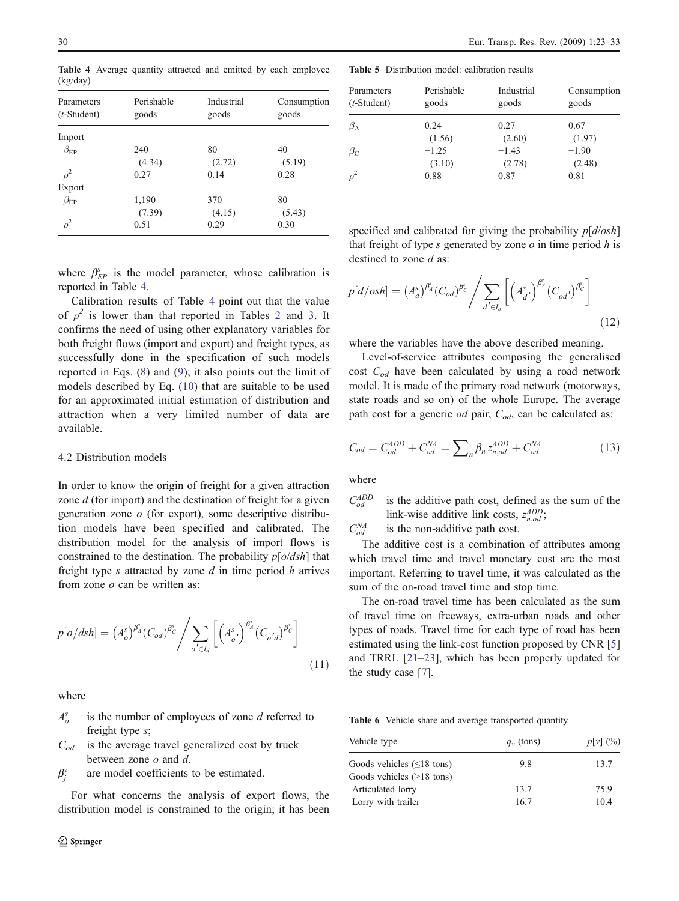**Table 4** Average quantity attracted and emitted by each employee (kg/day)

| Parameters (*t*-Student) | Perishable goods | Industrial goods | Consumption goods |
|---|---|---|---|
| Import | | | |
| $\beta_{EP}$ | 240 | 80 | 40 |
| | (4.34) | (2.72) | (5.19) |
| $\rho^2$ | 0.27 | 0.14 | 0.28 |
| Export | | | |
| $\beta_{EP}$ | 1,190 | 370 | 80 |
| | (7.39) | (4.15) | (5.43) |
| $\rho^2$ | 0.51 | 0.29 | 0.30 |

where $\beta^s_{EP}$ is the model parameter, whose calibration is reported in Table 4.

Calibration results of Table 4 point out that the value of $\rho^2$ is lower than that reported in Tables 2 and 3. It confirms the need of using other explanatory variables for both freight flows (import and export) and freight types, as successfully done in the specification of such models reported in Eqs. (8) and (9); it also points out the limit of models described by Eq. (10) that are suitable to be used for an approximated initial estimation of distribution and attraction when a very limited number of data are available.

### 4.2 Distribution models

In order to know the origin of freight for a given attraction zone *d* (for import) and the destination of freight for a given generation zone *o* (for export), some descriptive distribution models have been specified and calibrated. The distribution model for the analysis of import flows is constrained to the destination. The probability $p[o/dsh]$ that freight type *s* attracted by zone *d* in time period *h* arrives from zone *o* can be written as:

$$p[o/dsh] = \left(A^s_o\right)^{\beta^s_A}\left(C_{od}\right)^{\beta^s_C} \Big/ \sum_{o' \in I_d}\left[\left(A^s_{o'}\right)^{\beta^s_A}\left(C_{o'd}\right)^{\beta^s_C}\right] \tag{11}$$

where

- $A^s_o$ is the number of employees of zone *d* referred to freight type *s*;
- $C_{od}$ is the average travel generalized cost by truck between zone *o* and *d*.
- $\beta^s_j$ are model coefficients to be estimated.

For what concerns the analysis of export flows, the distribution model is constrained to the origin; it has been specified and calibrated for giving the probability $p[d/osh]$ that freight of type *s* generated by zone *o* in time period *h* is destined to zone *d* as:

$$p[d/osh] = \left(A^s_d\right)^{\beta^s_A}\left(C_{od}\right)^{\beta^s_C} \Big/ \sum_{d' \in I_o}\left[\left(A^s_{d'}\right)^{\beta^s_A}\left(C_{od'}\right)^{\beta^s_C}\right] \tag{12}$$

where the variables have the above described meaning.

**Table 5** Distribution model: calibration results

| Parameters (*t*-Student) | Perishable goods | Industrial goods | Consumption goods |
|---|---|---|---|
| $\beta_A$ | 0.24 | 0.27 | 0.67 |
| | (1.56) | (2.60) | (1.97) |
| $\beta_C$ | −1.25 | −1.43 | −1.90 |
| | (3.10) | (2.78) | (2.48) |
| $\rho^2$ | 0.88 | 0.87 | 0.81 |

Level-of-service attributes composing the generalised cost $C_{od}$ have been calculated by using a road network model. It is made of the primary road network (motorways, state roads and so on) of the whole Europe. The average path cost for a generic *od* pair, $C_{od}$, can be calculated as:

$$C_{od} = C^{ADD}_{od} + C^{NA}_{od} = \sum_n \beta_n z^{ADD}_{n,od} + C^{NA}_{od} \tag{13}$$

where

- $C^{ADD}_{od}$ is the additive path cost, defined as the sum of the link-wise additive link costs, $z^{ADD}_{n,od}$;
- $C^{NA}_{od}$ is the non-additive path cost.

The additive cost is a combination of attributes among which travel time and travel monetary cost are the most important. Referring to travel time, it was calculated as the sum of the on-road travel time and stop time.

The on-road travel time has been calculated as the sum of travel time on freeways, extra-urban roads and other types of roads. Travel time for each type of road has been estimated using the link-cost function proposed by CNR [5] and TRRL [21–23], which has been properly updated for the study case [7].

**Table 6** Vehicle share and average transported quantity

| Vehicle type | $q_v$ (tons) | $p[v]$ (%) |
|---|---|---|
| Goods vehicles (≤18 tons) | 9.8 | 13.7 |
| Goods vehicles (>18 tons) | | |
| Articulated lorry | 13.7 | 75.9 |
| Lorry with trailer | 16.7 | 10.4 |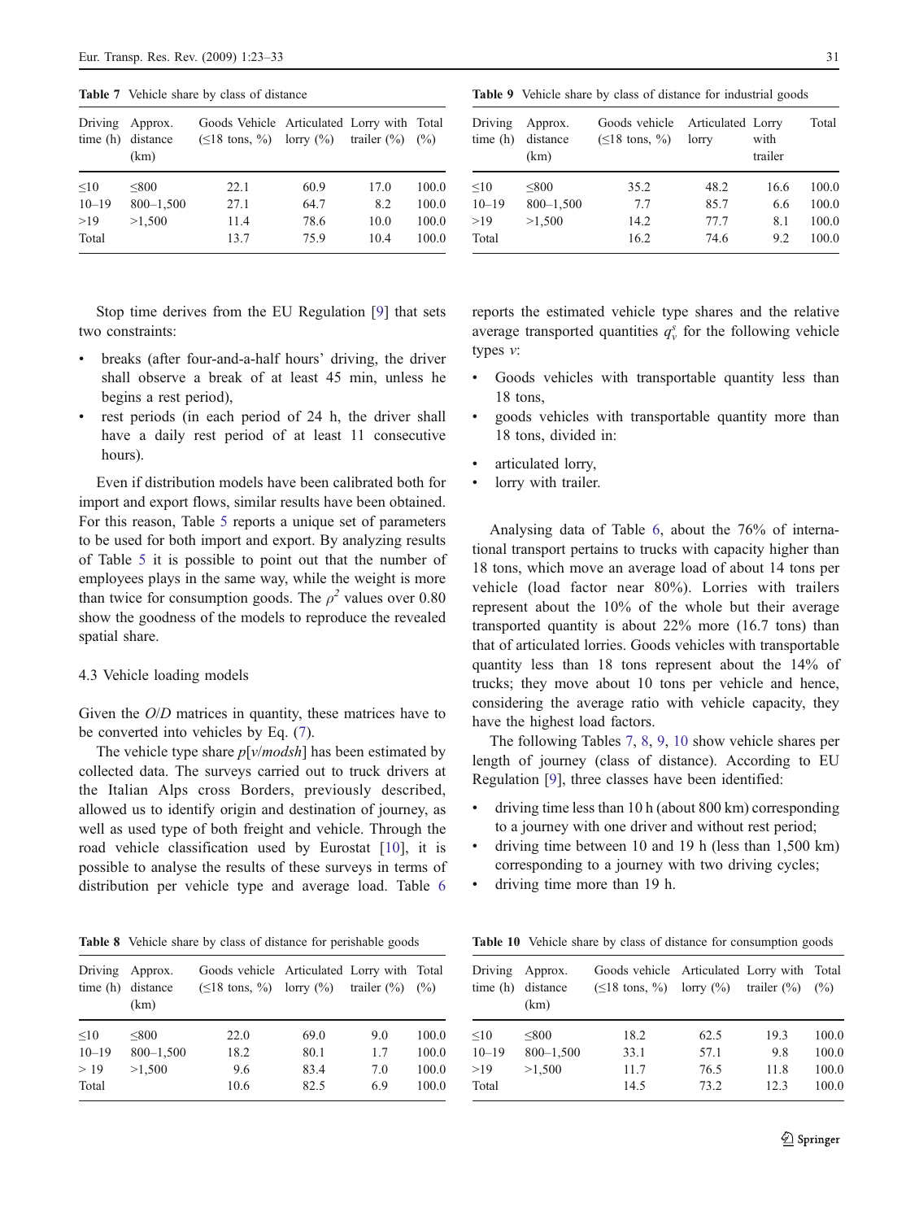**Table 7** Vehicle share by class of distance

| Driving time (h) | Approx. distance (km) | Goods Vehicle (≤18 tons, %) | Articulated lorry (%) | Lorry with trailer (%) | Total (%) |
|---|---|---|---|---|---|
| ≤10 | ≤800 | 22.1 | 60.9 | 17.0 | 100.0 |
| 10–19 | 800–1,500 | 27.1 | 64.7 | 8.2 | 100.0 |
| >19 | >1,500 | 11.4 | 78.6 | 10.0 | 100.0 |
| Total | | 13.7 | 75.9 | 10.4 | 100.0 |

Stop time derives from the EU Regulation [9] that sets two constraints:

- breaks (after four-and-a-half hours' driving, the driver shall observe a break of at least 45 min, unless he begins a rest period),
- rest periods (in each period of 24 h, the driver shall have a daily rest period of at least 11 consecutive hours).

Even if distribution models have been calibrated both for import and export flows, similar results have been obtained. For this reason, Table 5 reports a unique set of parameters to be used for both import and export. By analyzing results of Table 5 it is possible to point out that the number of employees plays in the same way, while the weight is more than twice for consumption goods. The $\rho^2$ values over 0.80 show the goodness of the models to reproduce the revealed spatial share.

### 4.3 Vehicle loading models

Given the *O*/*D* matrices in quantity, these matrices have to be converted into vehicles by Eq. (7).

The vehicle type share $p[v/modsh]$ has been estimated by collected data. The surveys carried out to truck drivers at the Italian Alps cross Borders, previously described, allowed us to identify origin and destination of journey, as well as used type of both freight and vehicle. Through the road vehicle classification used by Eurostat [10], it is possible to analyse the results of these surveys in terms of distribution per vehicle type and average load. Table 6 reports the estimated vehicle type shares and the relative average transported quantities $q_v^s$ for the following vehicle types *v*:

- Goods vehicles with transportable quantity less than 18 tons,
- goods vehicles with transportable quantity more than 18 tons, divided in:
- articulated lorry,
- lorry with trailer.

Analysing data of Table 6, about the 76% of international transport pertains to trucks with capacity higher than 18 tons, which move an average load of about 14 tons per vehicle (load factor near 80%). Lorries with trailers represent about the 10% of the whole but their average transported quantity is about 22% more (16.7 tons) than that of articulated lorries. Goods vehicles with transportable quantity less than 18 tons represent about the 14% of trucks; they move about 10 tons per vehicle and hence, considering the average ratio with vehicle capacity, they have the highest load factors.

The following Tables 7, 8, 9, 10 show vehicle shares per length of journey (class of distance). According to EU Regulation [9], three classes have been identified:

- driving time less than 10 h (about 800 km) corresponding to a journey with one driver and without rest period;
- driving time between 10 and 19 h (less than 1,500 km) corresponding to a journey with two driving cycles;
- driving time more than 19 h.

**Table 8** Vehicle share by class of distance for perishable goods

| Driving time (h) | Approx. distance (km) | Goods vehicle (≤18 tons, %) | Articulated lorry (%) | Lorry with trailer (%) | Total (%) |
|---|---|---|---|---|---|
| ≤10 | ≤800 | 22.0 | 69.0 | 9.0 | 100.0 |
| 10–19 | 800–1,500 | 18.2 | 80.1 | 1.7 | 100.0 |
| > 19 | >1,500 | 9.6 | 83.4 | 7.0 | 100.0 |
| Total | | 10.6 | 82.5 | 6.9 | 100.0 |

**Table 9** Vehicle share by class of distance for industrial goods

| Driving time (h) | Approx. distance (km) | Goods vehicle (≤18 tons, %) | Articulated lorry | Lorry with trailer | Total |
|---|---|---|---|---|---|
| ≤10 | ≤800 | 35.2 | 48.2 | 16.6 | 100.0 |
| 10–19 | 800–1,500 | 7.7 | 85.7 | 6.6 | 100.0 |
| >19 | >1,500 | 14.2 | 77.7 | 8.1 | 100.0 |
| Total | | 16.2 | 74.6 | 9.2 | 100.0 |

**Table 10** Vehicle share by class of distance for consumption goods

| Driving time (h) | Approx. distance (km) | Goods vehicle (≤18 tons, %) | Articulated lorry (%) | Lorry with trailer (%) | Total (%) |
|---|---|---|---|---|---|
| ≤10 | ≤800 | 18.2 | 62.5 | 19.3 | 100.0 |
| 10–19 | 800–1,500 | 33.1 | 57.1 | 9.8 | 100.0 |
| >19 | >1,500 | 11.7 | 76.5 | 11.8 | 100.0 |
| Total | | 14.5 | 73.2 | 12.3 | 100.0 |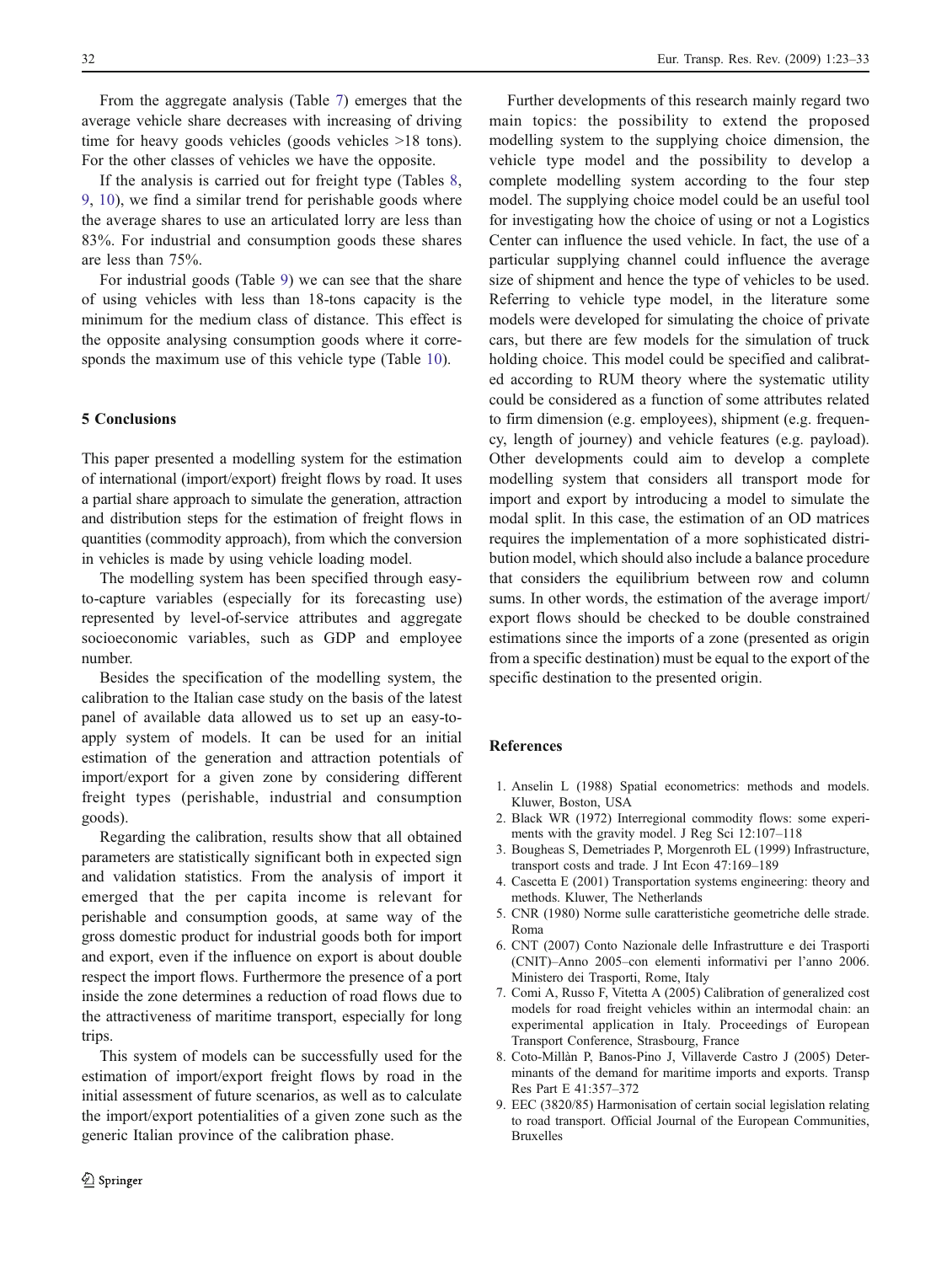From the aggregate analysis (Table 7) emerges that the average vehicle share decreases with increasing of driving time for heavy goods vehicles (goods vehicles >18 tons). For the other classes of vehicles we have the opposite.

If the analysis is carried out for freight type (Tables 8, 9, 10), we find a similar trend for perishable goods where the average shares to use an articulated lorry are less than 83%. For industrial and consumption goods these shares are less than 75%.

For industrial goods (Table 9) we can see that the share of using vehicles with less than 18-tons capacity is the minimum for the medium class of distance. This effect is the opposite analysing consumption goods where it corresponds the maximum use of this vehicle type (Table 10).

## 5 Conclusions

This paper presented a modelling system for the estimation of international (import/export) freight flows by road. It uses a partial share approach to simulate the generation, attraction and distribution steps for the estimation of freight flows in quantities (commodity approach), from which the conversion in vehicles is made by using vehicle loading model.

The modelling system has been specified through easy-to-capture variables (especially for its forecasting use) represented by level-of-service attributes and aggregate socioeconomic variables, such as GDP and employee number.

Besides the specification of the modelling system, the calibration to the Italian case study on the basis of the latest panel of available data allowed us to set up an easy-to-apply system of models. It can be used for an initial estimation of the generation and attraction potentials of import/export for a given zone by considering different freight types (perishable, industrial and consumption goods).

Regarding the calibration, results show that all obtained parameters are statistically significant both in expected sign and validation statistics. From the analysis of import it emerged that the per capita income is relevant for perishable and consumption goods, at same way of the gross domestic product for industrial goods both for import and export, even if the influence on export is about double respect the import flows. Furthermore the presence of a port inside the zone determines a reduction of road flows due to the attractiveness of maritime transport, especially for long trips.

This system of models can be successfully used for the estimation of import/export freight flows by road in the initial assessment of future scenarios, as well as to calculate the import/export potentialities of a given zone such as the generic Italian province of the calibration phase.

Further developments of this research mainly regard two main topics: the possibility to extend the proposed modelling system to the supplying choice dimension, the vehicle type model and the possibility to develop a complete modelling system according to the four step model. The supplying choice model could be an useful tool for investigating how the choice of using or not a Logistics Center can influence the used vehicle. In fact, the use of a particular supplying channel could influence the average size of shipment and hence the type of vehicles to be used. Referring to vehicle type model, in the literature some models were developed for simulating the choice of private cars, but there are few models for the simulation of truck holding choice. This model could be specified and calibrated according to RUM theory where the systematic utility could be considered as a function of some attributes related to firm dimension (e.g. employees), shipment (e.g. frequency, length of journey) and vehicle features (e.g. payload). Other developments could aim to develop a complete modelling system that considers all transport mode for import and export by introducing a model to simulate the modal split. In this case, the estimation of an OD matrices requires the implementation of a more sophisticated distribution model, which should also include a balance procedure that considers the equilibrium between row and column sums. In other words, the estimation of the average import/export flows should be checked to be double constrained estimations since the imports of a zone (presented as origin from a specific destination) must be equal to the export of the specific destination to the presented origin.

## References

1. Anselin L (1988) Spatial econometrics: methods and models. Kluwer, Boston, USA
2. Black WR (1972) Interregional commodity flows: some experiments with the gravity model. J Reg Sci 12:107–118
3. Bougheas S, Demetriades P, Morgenroth EL (1999) Infrastructure, transport costs and trade. J Int Econ 47:169–189
4. Cascetta E (2001) Transportation systems engineering: theory and methods. Kluwer, The Netherlands
5. CNR (1980) Norme sulle caratteristiche geometriche delle strade. Roma
6. CNT (2007) Conto Nazionale delle Infrastrutture e dei Trasporti (CNIT)–Anno 2005–con elementi informativi per l'anno 2006. Ministero dei Trasporti, Rome, Italy
7. Comi A, Russo F, Vitetta A (2005) Calibration of generalized cost models for road freight vehicles within an intermodal chain: an experimental application in Italy. Proceedings of European Transport Conference, Strasbourg, France
8. Coto-Millàn P, Banos-Pino J, Villaverde Castro J (2005) Determinants of the demand for maritime imports and exports. Transp Res Part E 41:357–372
9. EEC (3820/85) Harmonisation of certain social legislation relating to road transport. Official Journal of the European Communities, Bruxelles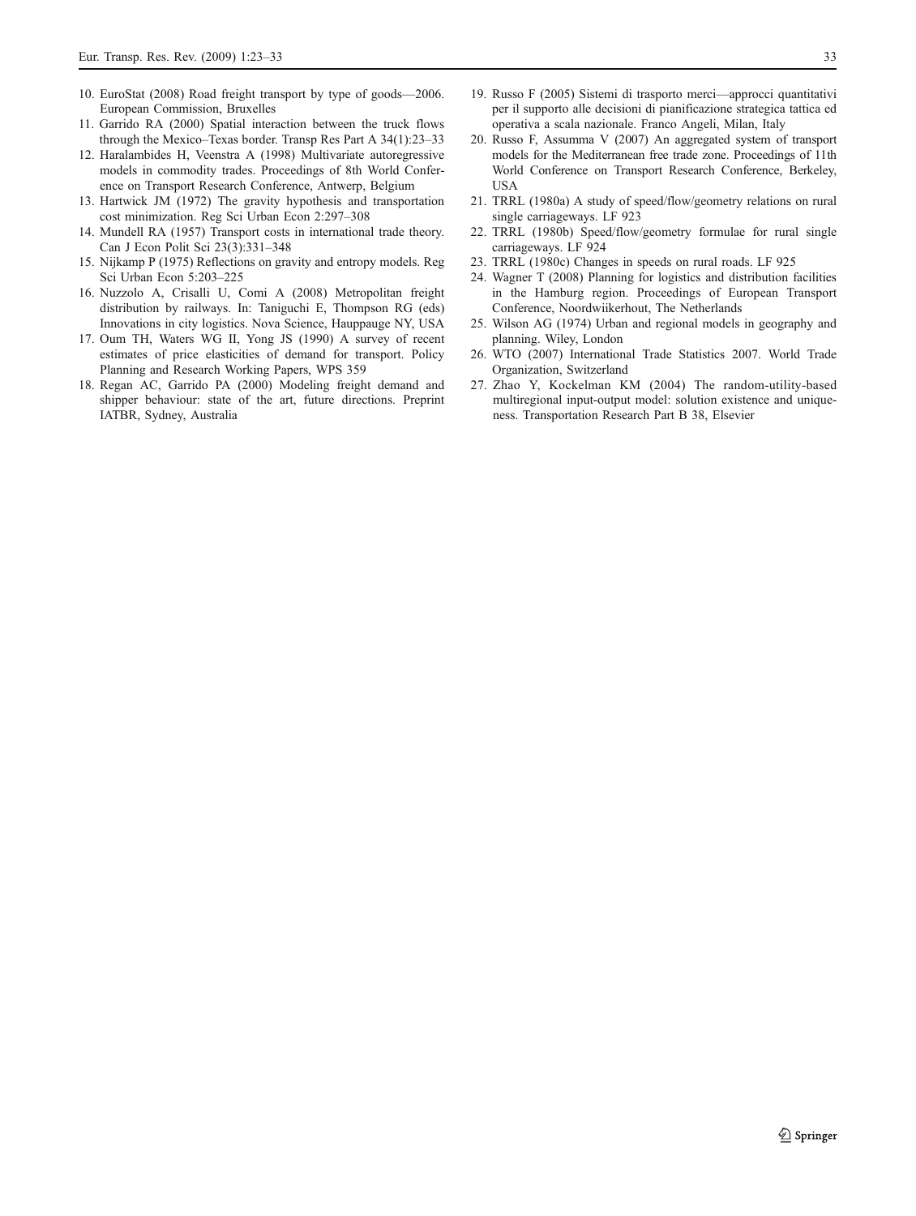10. EuroStat (2008) Road freight transport by type of goods—2006. European Commission, Bruxelles
11. Garrido RA (2000) Spatial interaction between the truck flows through the Mexico–Texas border. Transp Res Part A 34(1):23–33
12. Haralambides H, Veenstra A (1998) Multivariate autoregressive models in commodity trades. Proceedings of 8th World Conference on Transport Research Conference, Antwerp, Belgium
13. Hartwick JM (1972) The gravity hypothesis and transportation cost minimization. Reg Sci Urban Econ 2:297–308
14. Mundell RA (1957) Transport costs in international trade theory. Can J Econ Polit Sci 23(3):331–348
15. Nijkamp P (1975) Reflections on gravity and entropy models. Reg Sci Urban Econ 5:203–225
16. Nuzzolo A, Crisalli U, Comi A (2008) Metropolitan freight distribution by railways. In: Taniguchi E, Thompson RG (eds) Innovations in city logistics. Nova Science, Hauppauge NY, USA
17. Oum TH, Waters WG II, Yong JS (1990) A survey of recent estimates of price elasticities of demand for transport. Policy Planning and Research Working Papers, WPS 359
18. Regan AC, Garrido PA (2000) Modeling freight demand and shipper behaviour: state of the art, future directions. Preprint IATBR, Sydney, Australia
19. Russo F (2005) Sistemi di trasporto merci—approcci quantitativi per il supporto alle decisioni di pianificazione strategica tattica ed operativa a scala nazionale. Franco Angeli, Milan, Italy
20. Russo F, Assumma V (2007) An aggregated system of transport models for the Mediterranean free trade zone. Proceedings of 11th World Conference on Transport Research Conference, Berkeley, USA
21. TRRL (1980a) A study of speed/flow/geometry relations on rural single carriageways. LF 923
22. TRRL (1980b) Speed/flow/geometry formulae for rural single carriageways. LF 924
23. TRRL (1980c) Changes in speeds on rural roads. LF 925
24. Wagner T (2008) Planning for logistics and distribution facilities in the Hamburg region. Proceedings of European Transport Conference, Noordwiikerhout, The Netherlands
25. Wilson AG (1974) Urban and regional models in geography and planning. Wiley, London
26. WTO (2007) International Trade Statistics 2007. World Trade Organization, Switzerland
27. Zhao Y, Kockelman KM (2004) The random-utility-based multiregional input-output model: solution existence and uniqueness. Transportation Research Part B 38, Elsevier